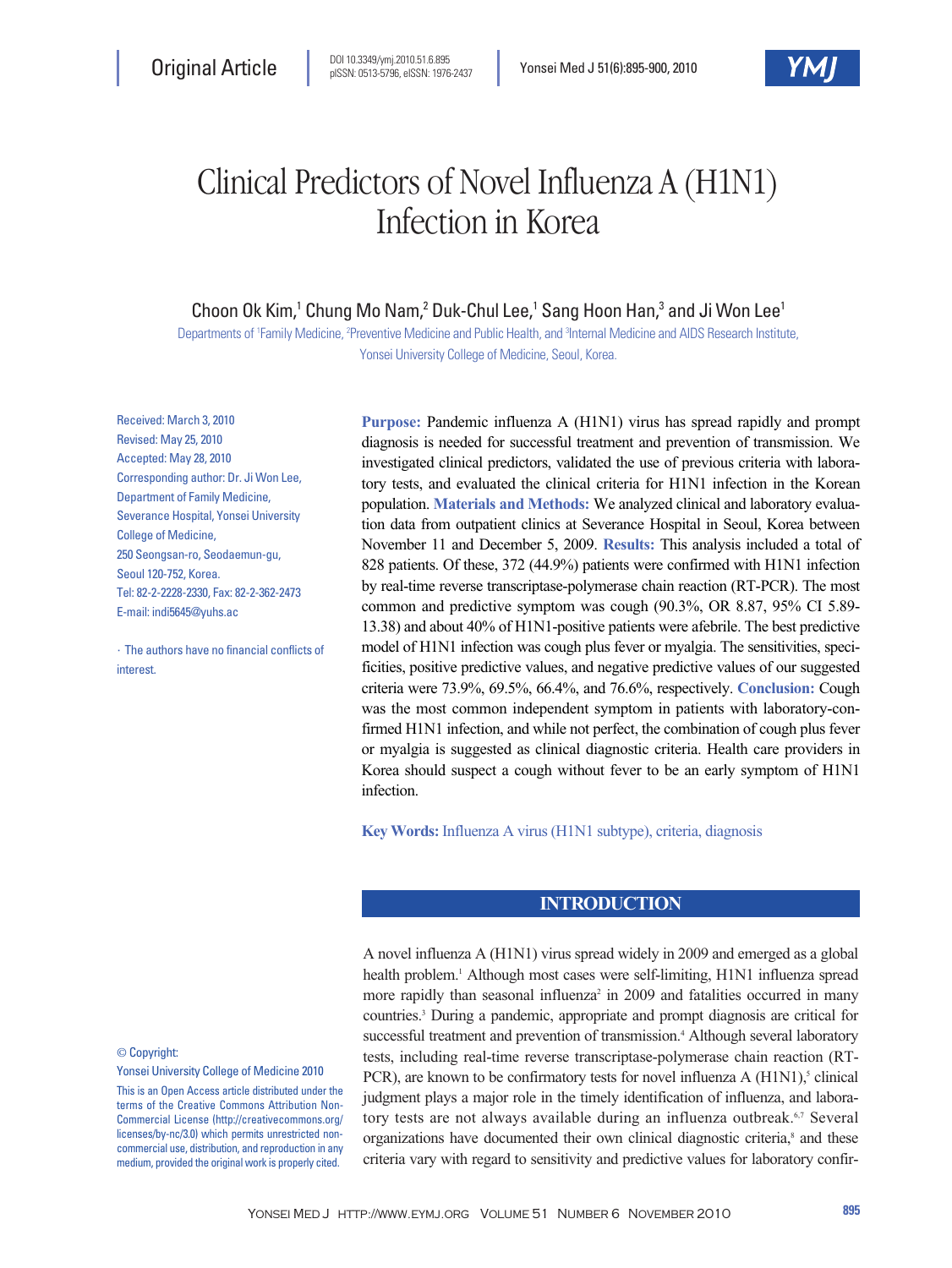Original Article

DOI 10.3349/ymj.2010.51.6.895
pISSN: 0513-5796, eISSN: 1976-2437

# Clinical Predictors of Novel Influenza A (H1N1) Infection in Korea

Choon Ok Kim,[1] Chung Mo Nam,[2] Duk-Chul Lee,[1] Sang Hoon Han,[3] and Ji Won Lee[1]

Departments of [1]Family Medicine, [2]Preventive Medicine and Public Health, and [3]Internal Medicine and AIDS Research Institute, Yonsei University College of Medicine, Seoul, Korea.

Received: March 3, 2010
Revised: May 25, 2010
Accepted: May 28, 2010
Corresponding author: Dr. Ji Won Lee, Department of Family Medicine, Severance Hospital, Yonsei University College of Medicine, 250 Seongsan-ro, Seodaemun-gu, Seoul 120-752, Korea.
Tel: 82-2-2228-2330, Fax: 82-2-362-2473
E-mail: indi5645@yuhs.ac

∙ The authors have no financial conflicts of interest.

**Purpose:** Pandemic influenza A (H1N1) virus has spread rapidly and prompt diagnosis is needed for successful treatment and prevention of transmission. We investigated clinical predictors, validated the use of previous criteria with laboratory tests, and evaluated the clinical criteria for H1N1 infection in the Korean population. **Materials and Methods:** We analyzed clinical and laboratory evaluation data from outpatient clinics at Severance Hospital in Seoul, Korea between November 11 and December 5, 2009. **Results:** This analysis included a total of 828 patients. Of these, 372 (44.9%) patients were confirmed with H1N1 infection by real-time reverse transcriptase-polymerase chain reaction (RT-PCR). The most common and predictive symptom was cough (90.3%, OR 8.87, 95% CI 5.89-13.38) and about 40% of H1N1-positive patients were afebrile. The best predictive model of H1N1 infection was cough plus fever or myalgia. The sensitivities, specificities, positive predictive values, and negative predictive values of our suggested criteria were 73.9%, 69.5%, 66.4%, and 76.6%, respectively. **Conclusion:** Cough was the most common independent symptom in patients with laboratory-confirmed H1N1 infection, and while not perfect, the combination of cough plus fever or myalgia is suggested as clinical diagnostic criteria. Health care providers in Korea should suspect a cough without fever to be an early symptom of H1N1 infection.

**Key Words:** Influenza A virus (H1N1 subtype), criteria, diagnosis

## INTRODUCTION

A novel influenza A (H1N1) virus spread widely in 2009 and emerged as a global health problem.[1] Although most cases were self-limiting, H1N1 influenza spread more rapidly than seasonal influenza[2] in 2009 and fatalities occurred in many countries.[3] During a pandemic, appropriate and prompt diagnosis are critical for successful treatment and prevention of transmission.[4] Although several laboratory tests, including real-time reverse transcriptase-polymerase chain reaction (RT-PCR), are known to be confirmatory tests for novel influenza A (H1N1),[5] clinical judgment plays a major role in the timely identification of influenza, and laboratory tests are not always available during an influenza outbreak.[6,7] Several organizations have documented their own clinical diagnostic criteria,[8] and these criteria vary with regard to sensitivity and predictive values for laboratory confir-

© Copyright:
Yonsei University College of Medicine 2010

This is an Open Access article distributed under the terms of the Creative Commons Attribution Non-Commercial License (http://creativecommons.org/licenses/by-nc/3.0) which permits unrestricted non-commercial use, distribution, and reproduction in any medium, provided the original work is properly cited.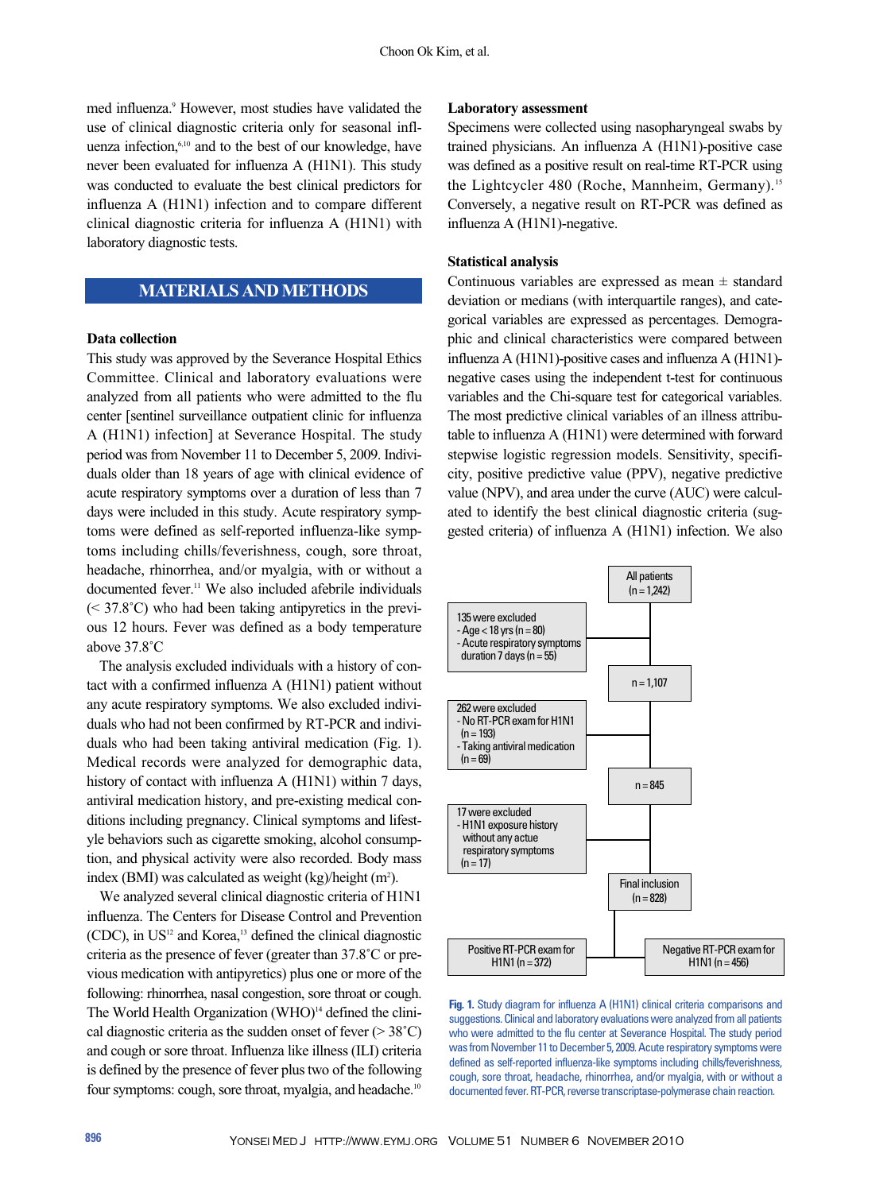med influenza.[9] However, most studies have validated the use of clinical diagnostic criteria only for seasonal influenza infection,[6,10] and to the best of our knowledge, have never been evaluated for influenza A (H1N1). This study was conducted to evaluate the best clinical predictors for influenza A (H1N1) infection and to compare different clinical diagnostic criteria for influenza A (H1N1) with laboratory diagnostic tests.

## MATERIALS AND METHODS

### Data collection

This study was approved by the Severance Hospital Ethics Committee. Clinical and laboratory evaluations were analyzed from all patients who were admitted to the flu center [sentinel surveillance outpatient clinic for influenza A (H1N1) infection] at Severance Hospital. The study period was from November 11 to December 5, 2009. Individuals older than 18 years of age with clinical evidence of acute respiratory symptoms over a duration of less than 7 days were included in this study. Acute respiratory symptoms were defined as self-reported influenza-like symptoms including chills/feverishness, cough, sore throat, headache, rhinorrhea, and/or myalgia, with or without a documented fever.[11] We also included afebrile individuals (< 37.8˚C) who had been taking antipyretics in the previous 12 hours. Fever was defined as a body temperature above 37.8˚C

The analysis excluded individuals with a history of contact with a confirmed influenza A (H1N1) patient without any acute respiratory symptoms. We also excluded individuals who had not been confirmed by RT-PCR and individuals who had been taking antiviral medication (Fig. 1). Medical records were analyzed for demographic data, history of contact with influenza A (H1N1) within 7 days, antiviral medication history, and pre-existing medical conditions including pregnancy. Clinical symptoms and lifestyle behaviors such as cigarette smoking, alcohol consumption, and physical activity were also recorded. Body mass index (BMI) was calculated as weight (kg)/height ($m^2$).

We analyzed several clinical diagnostic criteria of H1N1 influenza. The Centers for Disease Control and Prevention (CDC), in US[12] and Korea,[13] defined the clinical diagnostic criteria as the presence of fever (greater than 37.8˚C or previous medication with antipyretics) plus one or more of the following: rhinorrhea, nasal congestion, sore throat or cough. The World Health Organization (WHO)[14] defined the clinical diagnostic criteria as the sudden onset of fever (> 38˚C) and cough or sore throat. Influenza like illness (ILI) criteria is defined by the presence of fever plus two of the following four symptoms: cough, sore throat, myalgia, and headache.[10]

### Laboratory assessment

Specimens were collected using nasopharyngeal swabs by trained physicians. An influenza A (H1N1)-positive case was defined as a positive result on real-time RT-PCR using the Lightcycler 480 (Roche, Mannheim, Germany).[15] Conversely, a negative result on RT-PCR was defined as influenza A (H1N1)-negative.

### Statistical analysis

Continuous variables are expressed as mean ± standard deviation or medians (with interquartile ranges), and categorical variables are expressed as percentages. Demographic and clinical characteristics were compared between influenza A (H1N1)-positive cases and influenza A (H1N1)-negative cases using the independent t-test for continuous variables and the Chi-square test for categorical variables. The most predictive clinical variables of an illness attributable to influenza A (H1N1) were determined with forward stepwise logistic regression models. Sensitivity, specificity, positive predictive value (PPV), negative predictive value (NPV), and area under the curve (AUC) were calculated to identify the best clinical diagnostic criteria (suggested criteria) of influenza A (H1N1) infection. We also

All patients (n = 1,242)

135 were excluded
- Age < 18 yrs (n = 80)
- Acute respiratory symptoms duration 7 days (n = 55)

n = 1,107

262 were excluded
- No RT-PCR exam for H1N1 (n = 193)
- Taking antiviral medication (n = 69)

n = 845

17 were excluded
- H1N1 exposure history without any actue respiratory symptoms (n = 17)

Final inclusion (n = 828)

Positive RT-PCR exam for H1N1 (n = 372)

Negative RT-PCR exam for H1N1 (n = 456)

**Fig. 1.** Study diagram for influenza A (H1N1) clinical criteria comparisons and suggestions. Clinical and laboratory evaluations were analyzed from all patients who were admitted to the flu center at Severance Hospital. The study period was from November 11 to December 5, 2009. Acute respiratory symptoms were defined as self-reported influenza-like symptoms including chills/feverishness, cough, sore throat, headache, rhinorrhea, and/or myalgia, with or without a documented fever. RT-PCR, reverse transcriptase-polymerase chain reaction.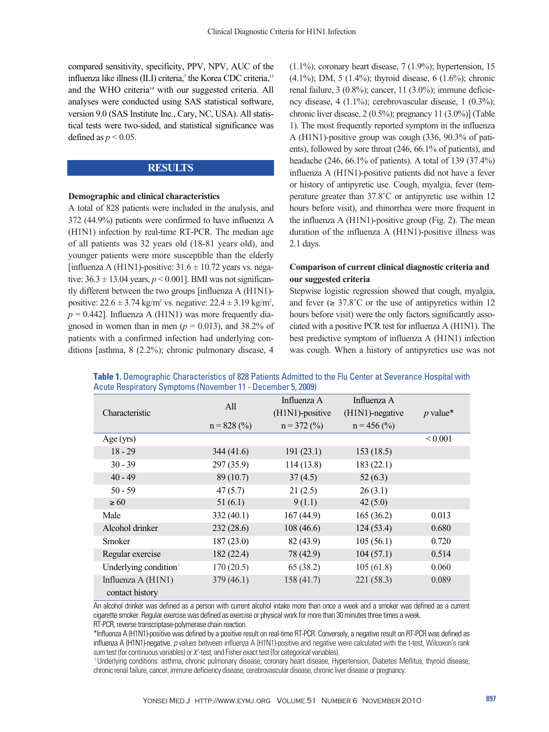compared sensitivity, specificity, PPV, NPV, AUC of the influenza like illness (ILI) criteria,[7] the Korea CDC criteria,[13] and the WHO criteria[14] with our suggested criteria. All analyses were conducted using SAS statistical software, version 9.0 (SAS Institute Inc., Cary, NC, USA). All statistical tests were two-sided, and statistical significance was defined as $p < 0.05$.

## RESULTS

### Demographic and clinical characteristics

A total of 828 patients were included in the analysis, and 372 (44.9%) patients were confirmed to have influenza A (H1N1) infection by real-time RT-PCR. The median age of all patients was 32 years old (18-81 years old), and younger patients were more susceptible than the elderly [influenza A (H1N1)-positive: 31.6 ± 10.72 years vs. negative: 36.3 ± 13.04 years, $p < 0.001$]. BMI was not significantly different between the two groups [influenza A (H1N1)-positive: 22.6 ± 3.74 kg/m$^2$ vs. negative: 22.4 ± 3.19 kg/m$^2$, $p = 0.442$]. Influenza A (H1N1) was more frequently diagnosed in women than in men ($p = 0.013$), and 38.2% of patients with a confirmed infection had underlying conditions [asthma, 8 (2.2%); chronic pulmonary disease, 4 (1.1%); coronary heart disease, 7 (1.9%); hypertension, 15 (4.1%); DM, 5 (1.4%); thyroid disease, 6 (1.6%); chronic renal failure, 3 (0.8%); cancer, 11 (3.0%); immune deficiency disease, 4 (1.1%); cerebrovascular disease, 1 (0.3%); chronic liver disease, 2 (0.5%); pregnancy 11 (3.0%)] (Table 1). The most frequently reported symptom in the influenza A (H1N1)-positive group was cough (336, 90.3% of patients), followed by sore throat (246, 66.1% of patients), and headache (246, 66.1% of patients). A total of 139 (37.4%) influenza A (H1N1)-positive patients did not have a fever or history of antipyretic use. Cough, myalgia, fever (temperature greater than 37.8˚C or antipyretic use within 12 hours before visit), and rhinorrhea were more frequent in the influenza A (H1N1)-positive group (Fig. 2). The mean duration of the influenza A (H1N1)-positive illness was 2.1 days.

### Comparison of current clinical diagnostic criteria and our suggested criteria

Stepwise logistic regression showed that cough, myalgia, and fever (≥ 37.8˚C or the use of antipyretics within 12 hours before visit) were the only factors significantly associated with a positive PCR test for influenza A (H1N1). The best predictive symptom of influenza A (H1N1) infection was cough. When a history of antipyretics use was not

**Table 1.** Demographic Characteristics of 828 Patients Admitted to the Flu Center at Severance Hospital with Acute Respiratory Symptoms (November 11 - December 5, 2009)

| Characteristic | All n = 828 (%) | Influenza A (H1N1)-positive n = 372 (%) | Influenza A (H1N1)-negative n = 456 (%) | $p$ value* |
|---|---|---|---|---|
| Age (yrs) | | | | < 0.001 |
| 18 - 29 | 344 (41.6) | 191 (23.1) | 153 (18.5) | |
| 30 - 39 | 297 (35.9) | 114 (13.8) | 183 (22.1) | |
| 40 - 49 | 89 (10.7) | 37 (4.5) | 52 (6.3) | |
| 50 - 59 | 47 (5.7) | 21 (2.5) | 26 (3.1) | |
| ≥ 60 | 51 (6.1) | 9 (1.1) | 42 (5.0) | |
| Male | 332 (40.1) | 167 (44.9) | 165 (36.2) | 0.013 |
| Alcohol drinker | 232 (28.6) | 108 (46.6) | 124 (53.4) | 0.680 |
| Smoker | 187 (23.0) | 82 (43.9) | 105 (56.1) | 0.720 |
| Regular exercise | 182 (22.4) | 78 (42.9) | 104 (57.1) | 0.514 |
| Underlying condition† | 170 (20.5) | 65 (38.2) | 105 (61.8) | 0.060 |
| Influenza A (H1N1) contact history | 379 (46.1) | 158 (41.7) | 221 (58.3) | 0.089 |

An alcohol drinker was defined as a person with current alcohol intake more than once a week and a smoker was defined as a current cigarette smoker. Regular exercise was defined as exercise or physical work for more than 30 minutes three times a week.

RT-PCR, reverse transcriptase-polymerase chain reaction.

*Influenza A (H1N1)-positive was defined by a positive result on real-time RT-PCR. Conversely, a negative result on RT-PCR was defined as influenza A (H1N1)-negative. $p$ values between influenza A (H1N1)-positive and negative were calculated with the t-test, Wilcoxon's rank sum test (for continuous variables) or $\chi^2$-test, and Fisher exact test (for categorical variables).

†Underlying conditions: asthma, chronic pulmonary disease, coronary heart disease, Hypertension, Diabetes Mellitus, thyroid disease, chronic renal failure, cancer, immune deficiency disease, cerebrovascular disease, chronic liver disease or pregnancy.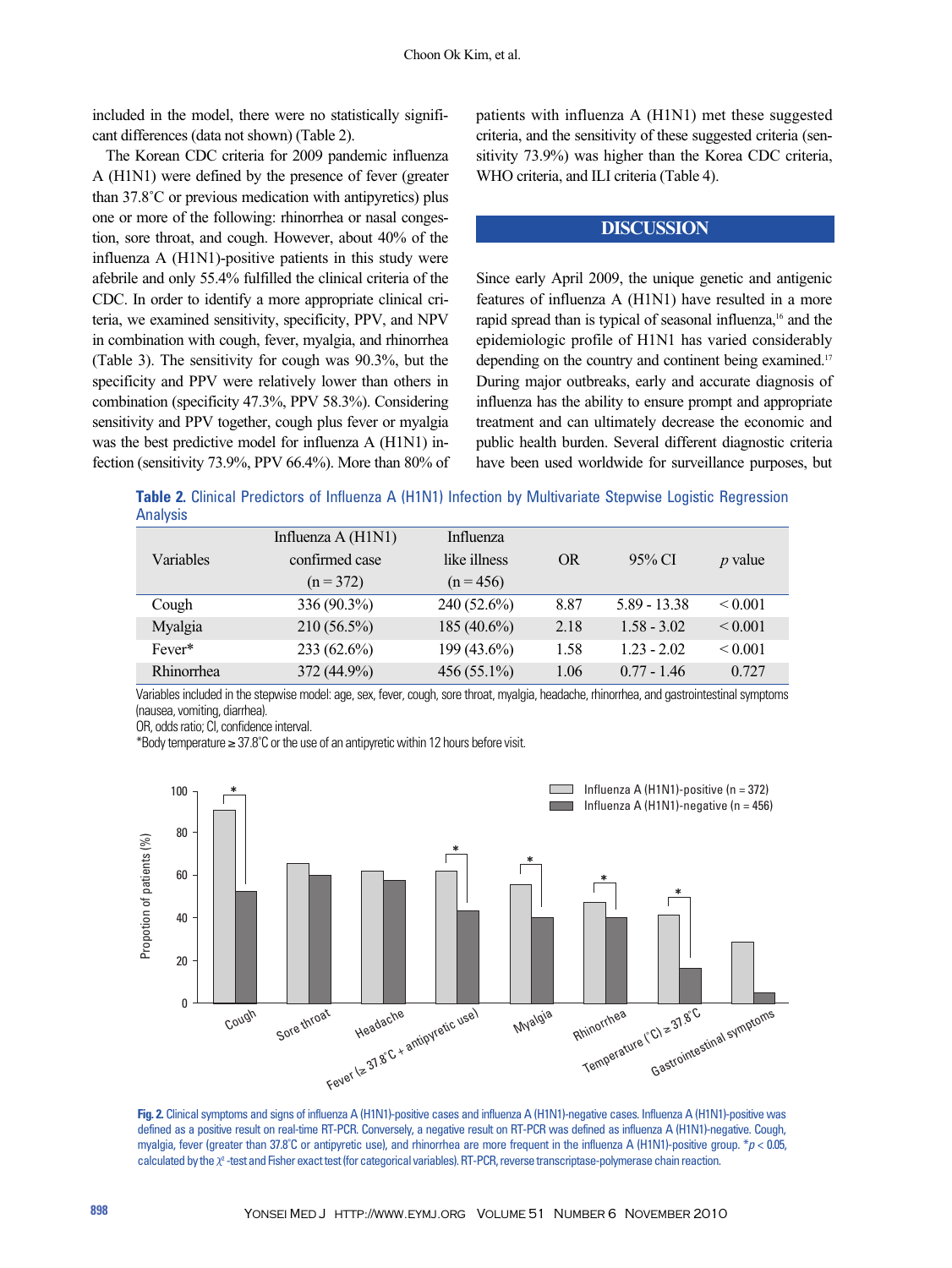included in the model, there were no statistically significant differences (data not shown) (Table 2).

The Korean CDC criteria for 2009 pandemic influenza A (H1N1) were defined by the presence of fever (greater than 37.8˚C or previous medication with antipyretics) plus one or more of the following: rhinorrhea or nasal congestion, sore throat, and cough. However, about 40% of the influenza A (H1N1)-positive patients in this study were afebrile and only 55.4% fulfilled the clinical criteria of the CDC. In order to identify a more appropriate clinical criteria, we examined sensitivity, specificity, PPV, and NPV in combination with cough, fever, myalgia, and rhinorrhea (Table 3). The sensitivity for cough was 90.3%, but the specificity and PPV were relatively lower than others in combination (specificity 47.3%, PPV 58.3%). Considering sensitivity and PPV together, cough plus fever or myalgia was the best predictive model for influenza A (H1N1) infection (sensitivity 73.9%, PPV 66.4%). More than 80% of patients with influenza A (H1N1) met these suggested criteria, and the sensitivity of these suggested criteria (sensitivity 73.9%) was higher than the Korea CDC criteria, WHO criteria, and ILI criteria (Table 4).

## DISCUSSION

Since early April 2009, the unique genetic and antigenic features of influenza A (H1N1) have resulted in a more rapid spread than is typical of seasonal influenza,[16] and the epidemiologic profile of H1N1 has varied considerably depending on the country and continent being examined.[17] During major outbreaks, early and accurate diagnosis of influenza has the ability to ensure prompt and appropriate treatment and can ultimately decrease the economic and public health burden. Several different diagnostic criteria have been used worldwide for surveillance purposes, but

**Table 2.** Clinical Predictors of Influenza A (H1N1) Infection by Multivariate Stepwise Logistic Regression Analysis

| Variables | Influenza A (H1N1) confirmed case (n = 372) | Influenza like illness (n = 456) | OR | 95% CI | *p* value |
|---|---|---|---|---|---|
| Cough | 336 (90.3%) | 240 (52.6%) | 8.87 | 5.89 - 13.38 | < 0.001 |
| Myalgia | 210 (56.5%) | 185 (40.6%) | 2.18 | 1.58 - 3.02 | < 0.001 |
| Fever* | 233 (62.6%) | 199 (43.6%) | 1.58 | 1.23 - 2.02 | < 0.001 |
| Rhinorrhea | 372 (44.9%) | 456 (55.1%) | 1.06 | 0.77 - 1.46 | 0.727 |

Variables included in the stepwise model: age, sex, fever, cough, sore throat, myalgia, headache, rhinorrhea, and gastrointestinal symptoms (nausea, vomiting, diarrhea).
OR, odds ratio; CI, confidence interval.
*Body temperature ≥ 37.8˚C or the use of an antipyretic within 12 hours before visit.

Influenza A (H1N1)-positive (n = 372)
Influenza A (H1N1)-negative (n = 456)
Propotion of patients (%)
100
80
60
40
20
0
Cough
Sore throat
Headache
Fever (≥ 37.8˚C + antipyretic use)
Myalgia
Rhinorrhea
Temperature (˚C) ≥ 37.8˚C
Gastrointestinal symptoms
*

**Fig. 2.** Clinical symptoms and signs of influenza A (H1N1)-positive cases and influenza A (H1N1)-negative cases. Influenza A (H1N1)-positive was defined as a positive result on real-time RT-PCR. Conversely, a negative result on RT-PCR was defined as influenza A (H1N1)-negative. Cough, myalgia, fever (greater than 37.8˚C or antipyretic use), and rhinorrhea are more frequent in the influenza A (H1N1)-positive group. *$p < 0.05$, calculated by the $\chi^2$-test and Fisher exact test (for categorical variables). RT-PCR, reverse transcriptase-polymerase chain reaction.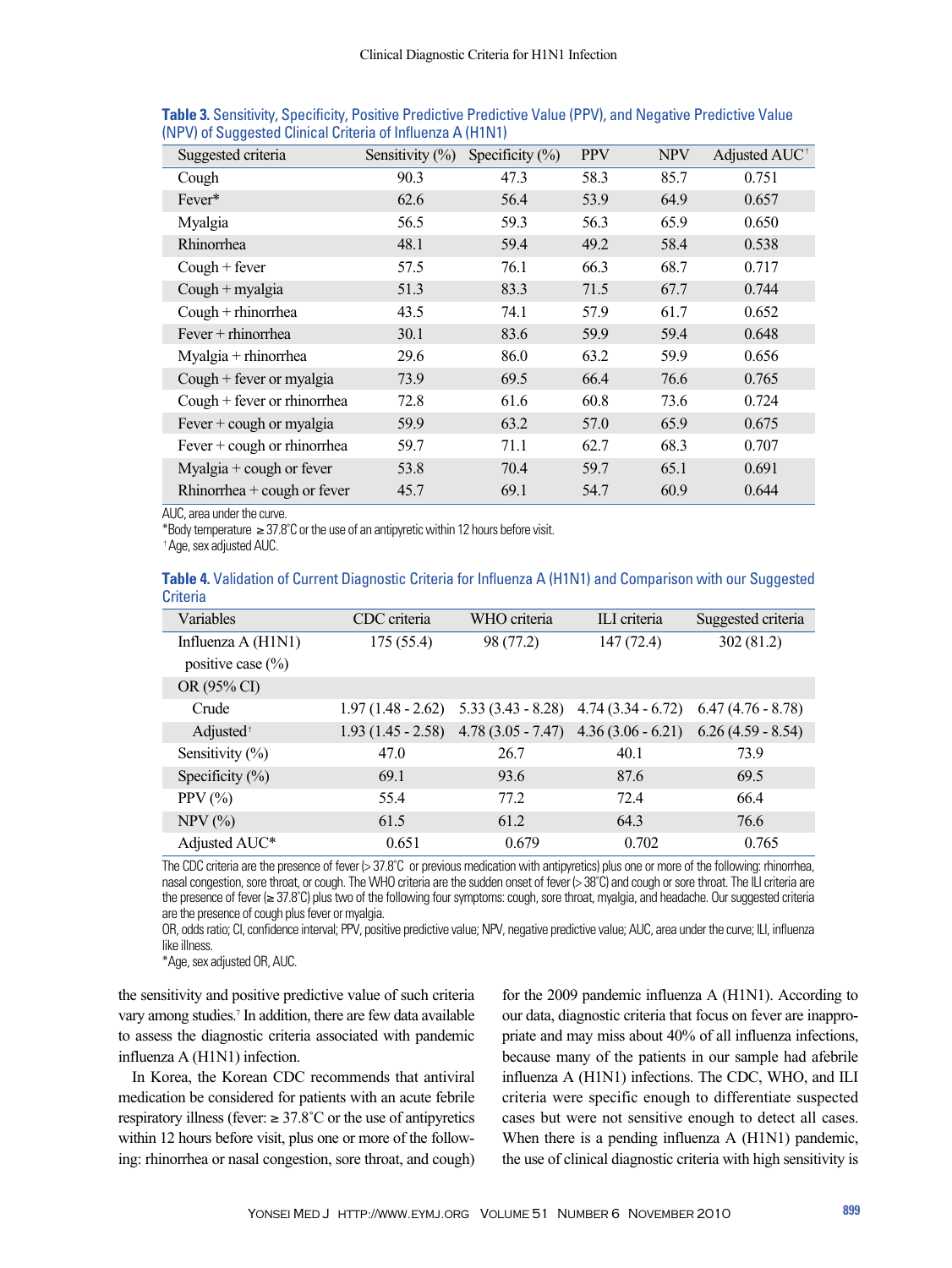**Table 3.** Sensitivity, Specificity, Positive Predictive Predictive Value (PPV), and Negative Predictive Value (NPV) of Suggested Clinical Criteria of Influenza A (H1N1)

| Suggested criteria | Sensitivity (%) | Specificity (%) | PPV | NPV | Adjusted AUC[†] |
|---|---|---|---|---|---|
| Cough | 90.3 | 47.3 | 58.3 | 85.7 | 0.751 |
| Fever* | 62.6 | 56.4 | 53.9 | 64.9 | 0.657 |
| Myalgia | 56.5 | 59.3 | 56.3 | 65.9 | 0.650 |
| Rhinorrhea | 48.1 | 59.4 | 49.2 | 58.4 | 0.538 |
| Cough + fever | 57.5 | 76.1 | 66.3 | 68.7 | 0.717 |
| Cough + myalgia | 51.3 | 83.3 | 71.5 | 67.7 | 0.744 |
| Cough + rhinorrhea | 43.5 | 74.1 | 57.9 | 61.7 | 0.652 |
| Fever + rhinorrhea | 30.1 | 83.6 | 59.9 | 59.4 | 0.648 |
| Myalgia + rhinorrhea | 29.6 | 86.0 | 63.2 | 59.9 | 0.656 |
| Cough + fever or myalgia | 73.9 | 69.5 | 66.4 | 76.6 | 0.765 |
| Cough + fever or rhinorrhea | 72.8 | 61.6 | 60.8 | 73.6 | 0.724 |
| Fever + cough or myalgia | 59.9 | 63.2 | 57.0 | 65.9 | 0.675 |
| Fever + cough or rhinorrhea | 59.7 | 71.1 | 62.7 | 68.3 | 0.707 |
| Myalgia + cough or fever | 53.8 | 70.4 | 59.7 | 65.1 | 0.691 |
| Rhinorrhea + cough or fever | 45.7 | 69.1 | 54.7 | 60.9 | 0.644 |

AUC, area under the curve.

*Body temperature ≥ 37.8˚C or the use of an antipyretic within 12 hours before visit.

[†] Age, sex adjusted AUC.

**Table 4.** Validation of Current Diagnostic Criteria for Influenza A (H1N1) and Comparison with our Suggested Criteria

| Variables | CDC criteria | WHO criteria | ILI criteria | Suggested criteria |
|---|---|---|---|---|
| Influenza A (H1N1) positive case (%) | 175 (55.4) | 98 (77.2) | 147 (72.4) | 302 (81.2) |
| OR (95% CI) | | | | |
| Crude | 1.97 (1.48 - 2.62) | 5.33 (3.43 - 8.28) | 4.74 (3.34 - 6.72) | 6.47 (4.76 - 8.78) |
| Adjusted[†] | 1.93 (1.45 - 2.58) | 4.78 (3.05 - 7.47) | 4.36 (3.06 - 6.21) | 6.26 (4.59 - 8.54) |
| Sensitivity (%) | 47.0 | 26.7 | 40.1 | 73.9 |
| Specificity (%) | 69.1 | 93.6 | 87.6 | 69.5 |
| PPV (%) | 55.4 | 77.2 | 72.4 | 66.4 |
| NPV (%) | 61.5 | 61.2 | 64.3 | 76.6 |
| Adjusted AUC* | 0.651 | 0.679 | 0.702 | 0.765 |

The CDC criteria are the presence of fever (> 37.8˚C or previous medication with antipyretics) plus one or more of the following: rhinorrhea, nasal congestion, sore throat, or cough. The WHO criteria are the sudden onset of fever (> 38˚C) and cough or sore throat. The ILI criteria are the presence of fever (≥ 37.8˚C) plus two of the following four symptoms: cough, sore throat, myalgia, and headache. Our suggested criteria are the presence of cough plus fever or myalgia.

OR, odds ratio; CI, confidence interval; PPV, positive predictive value; NPV, negative predictive value; AUC, area under the curve; ILI, influenza like illness.

*Age, sex adjusted OR, AUC.

the sensitivity and positive predictive value of such criteria vary among studies.[7] In addition, there are few data available to assess the diagnostic criteria associated with pandemic influenza A (H1N1) infection.

In Korea, the Korean CDC recommends that antiviral medication be considered for patients with an acute febrile respiratory illness (fever: ≥ 37.8˚C or the use of antipyretics within 12 hours before visit, plus one or more of the following: rhinorrhea or nasal congestion, sore throat, and cough) for the 2009 pandemic influenza A (H1N1). According to our data, diagnostic criteria that focus on fever are inappropriate and may miss about 40% of all influenza infections, because many of the patients in our sample had afebrile influenza A (H1N1) infections. The CDC, WHO, and ILI criteria were specific enough to differentiate suspected cases but were not sensitive enough to detect all cases. When there is a pending influenza A (H1N1) pandemic, the use of clinical diagnostic criteria with high sensitivity is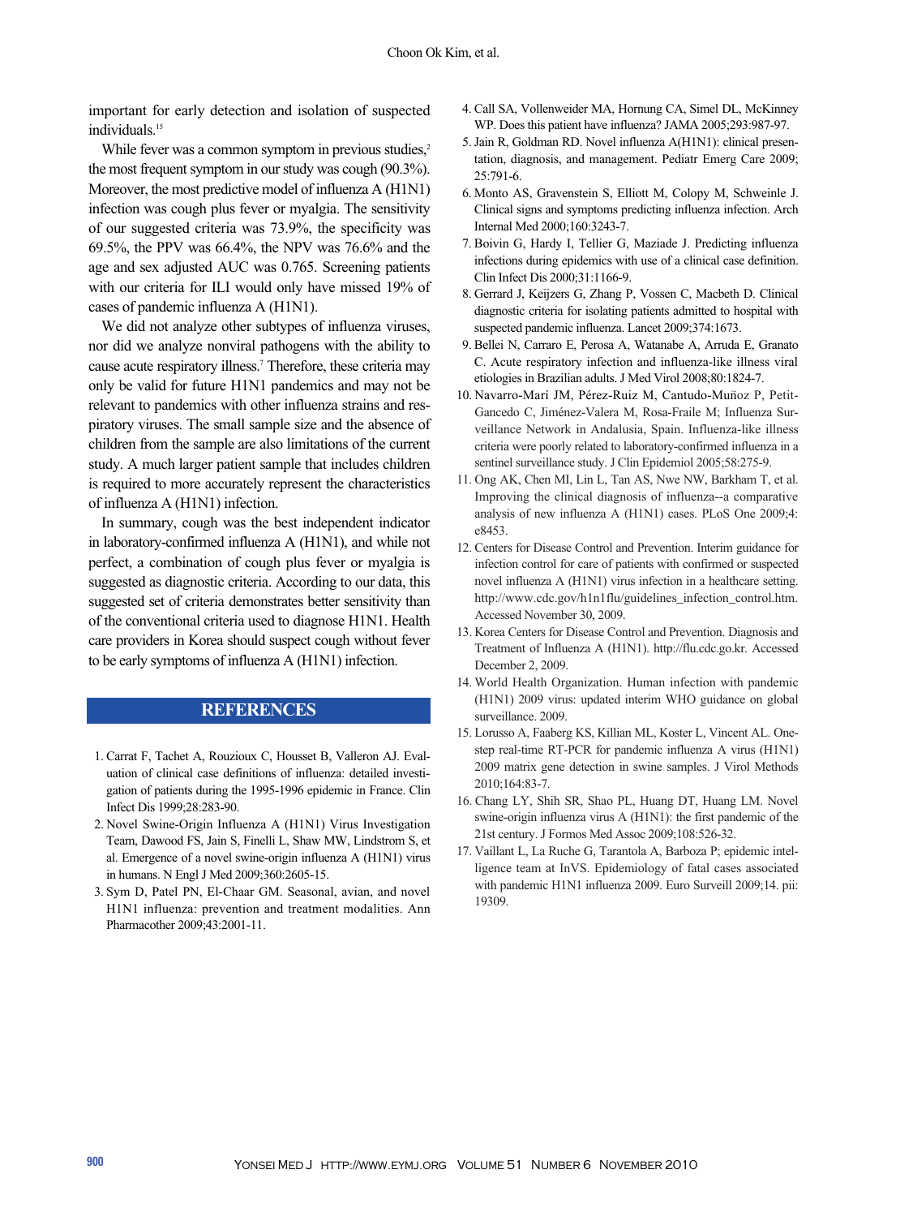important for early detection and isolation of suspected individuals.[15]

While fever was a common symptom in previous studies,[2] the most frequent symptom in our study was cough (90.3%). Moreover, the most predictive model of influenza A (H1N1) infection was cough plus fever or myalgia. The sensitivity of our suggested criteria was 73.9%, the specificity was 69.5%, the PPV was 66.4%, the NPV was 76.6% and the age and sex adjusted AUC was 0.765. Screening patients with our criteria for ILI would only have missed 19% of cases of pandemic influenza A (H1N1).

We did not analyze other subtypes of influenza viruses, nor did we analyze nonviral pathogens with the ability to cause acute respiratory illness.[7] Therefore, these criteria may only be valid for future H1N1 pandemics and may not be relevant to pandemics with other influenza strains and respiratory viruses. The small sample size and the absence of children from the sample are also limitations of the current study. A much larger patient sample that includes children is required to more accurately represent the characteristics of influenza A (H1N1) infection.

In summary, cough was the best independent indicator in laboratory-confirmed influenza A (H1N1), and while not perfect, a combination of cough plus fever or myalgia is suggested as diagnostic criteria. According to our data, this suggested set of criteria demonstrates better sensitivity than of the conventional criteria used to diagnose H1N1. Health care providers in Korea should suspect cough without fever to be early symptoms of influenza A (H1N1) infection.

## REFERENCES

1. Carrat F, Tachet A, Rouzioux C, Housset B, Valleron AJ. Evaluation of clinical case definitions of influenza: detailed investigation of patients during the 1995-1996 epidemic in France. Clin Infect Dis 1999;28:283-90.
2. Novel Swine-Origin Influenza A (H1N1) Virus Investigation Team, Dawood FS, Jain S, Finelli L, Shaw MW, Lindstrom S, et al. Emergence of a novel swine-origin influenza A (H1N1) virus in humans. N Engl J Med 2009;360:2605-15.
3. Sym D, Patel PN, El-Chaar GM. Seasonal, avian, and novel H1N1 influenza: prevention and treatment modalities. Ann Pharmacother 2009;43:2001-11.
4. Call SA, Vollenweider MA, Hornung CA, Simel DL, McKinney WP. Does this patient have influenza? JAMA 2005;293:987-97.
5. Jain R, Goldman RD. Novel influenza A(H1N1): clinical presentation, diagnosis, and management. Pediatr Emerg Care 2009;25:791-6.
6. Monto AS, Gravenstein S, Elliott M, Colopy M, Schweinle J. Clinical signs and symptoms predicting influenza infection. Arch Internal Med 2000;160:3243-7.
7. Boivin G, Hardy I, Tellier G, Maziade J. Predicting influenza infections during epidemics with use of a clinical case definition. Clin Infect Dis 2000;31:1166-9.
8. Gerrard J, Keijzers G, Zhang P, Vossen C, Macbeth D. Clinical diagnostic criteria for isolating patients admitted to hospital with suspected pandemic influenza. Lancet 2009;374:1673.
9. Bellei N, Carraro E, Perosa A, Watanabe A, Arruda E, Granato C. Acute respiratory infection and influenza-like illness viral etiologies in Brazilian adults. J Med Virol 2008;80:1824-7.
10. Navarro-Marí JM, Pérez-Ruiz M, Cantudo-Muñoz P, Petit-Gancedo C, Jiménez-Valera M, Rosa-Fraile M; Influenza Surveillance Network in Andalusia, Spain. Influenza-like illness criteria were poorly related to laboratory-confirmed influenza in a sentinel surveillance study. J Clin Epidemiol 2005;58:275-9.
11. Ong AK, Chen MI, Lin L, Tan AS, Nwe NW, Barkham T, et al. Improving the clinical diagnosis of influenza--a comparative analysis of new influenza A (H1N1) cases. PLoS One 2009;4:e8453.
12. Centers for Disease Control and Prevention. Interim guidance for infection control for care of patients with confirmed or suspected novel influenza A (H1N1) virus infection in a healthcare setting. http://www.cdc.gov/h1n1flu/guidelines_infection_control.htm. Accessed November 30, 2009.
13. Korea Centers for Disease Control and Prevention. Diagnosis and Treatment of Influenza A (H1N1). http://flu.cdc.go.kr. Accessed December 2, 2009.
14. World Health Organization. Human infection with pandemic (H1N1) 2009 virus: updated interim WHO guidance on global surveillance. 2009.
15. Lorusso A, Faaberg KS, Killian ML, Koster L, Vincent AL. One-step real-time RT-PCR for pandemic influenza A virus (H1N1) 2009 matrix gene detection in swine samples. J Virol Methods 2010;164:83-7.
16. Chang LY, Shih SR, Shao PL, Huang DT, Huang LM. Novel swine-origin influenza virus A (H1N1): the first pandemic of the 21st century. J Formos Med Assoc 2009;108:526-32.
17. Vaillant L, La Ruche G, Tarantola A, Barboza P; epidemic intelligence team at InVS. Epidemiology of fatal cases associated with pandemic H1N1 influenza 2009. Euro Surveill 2009;14. pii: 19309.